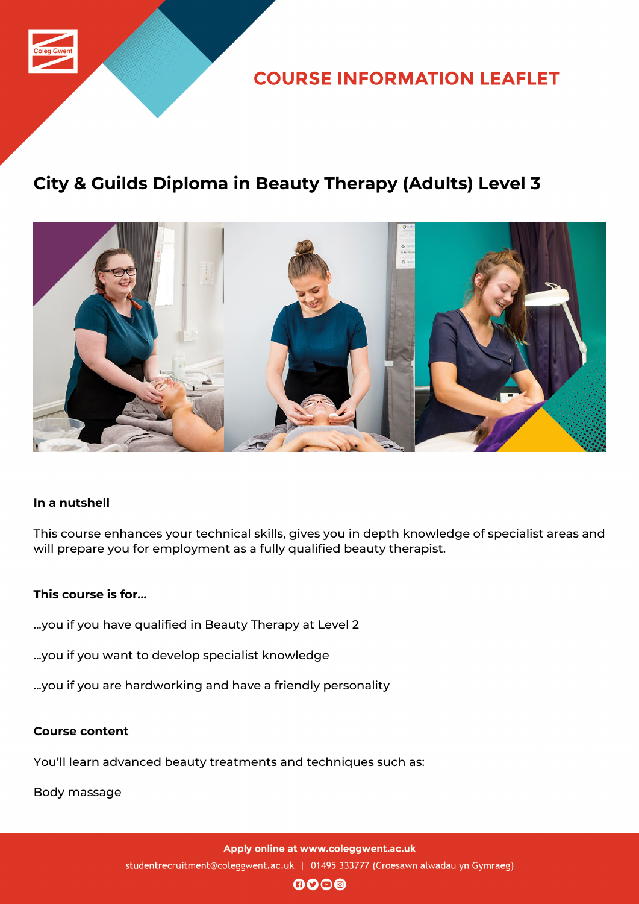# COURSE INFORMATION LEAFLET

## City & Guilds Diploma in Beauty Therapy (Adults) Level 3

### In a nutshell

This course enhances your technical skills, gives you in depth knowledge of specialist areas and will prepare you for employment as a fully qualified beauty therapist.

### This course is for...

...you if you have qualified in Beauty Therapy at Level 2

...you if you want to develop specialist knowledge

...you if you are hardworking and have a friendly personality

### Course content

You'll learn advanced beauty treatments and techniques such as:

Body massage

Apply online at www.coleggwent.ac.uk

studentrecruitment@coleggwent.ac.uk | 01495 333777 (Croesawn alwadau yn Gymraeg)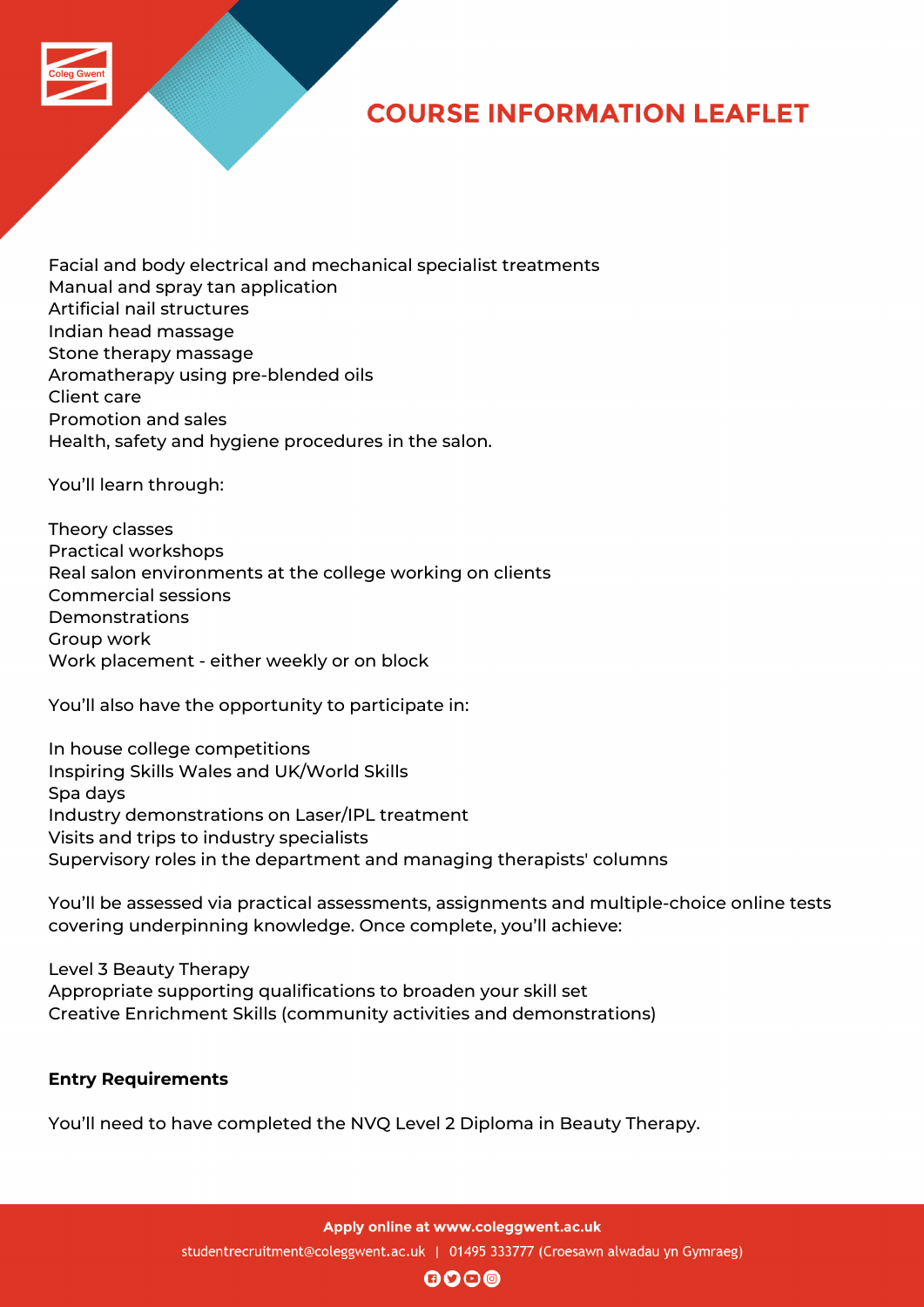Facial and body electrical and mechanical specialist treatments
Manual and spray tan application
Artificial nail structures
Indian head massage
Stone therapy massage
Aromatherapy using pre-blended oils
Client care
Promotion and sales
Health, safety and hygiene procedures in the salon.

You'll learn through:

Theory classes
Practical workshops
Real salon environments at the college working on clients
Commercial sessions
Demonstrations
Group work
Work placement - either weekly or on block

You'll also have the opportunity to participate in:

In house college competitions
Inspiring Skills Wales and UK/World Skills
Spa days
Industry demonstrations on Laser/IPL treatment
Visits and trips to industry specialists
Supervisory roles in the department and managing therapists' columns

You'll be assessed via practical assessments, assignments and multiple-choice online tests covering underpinning knowledge. Once complete, you'll achieve:

Level 3 Beauty Therapy
Appropriate supporting qualifications to broaden your skill set
Creative Enrichment Skills (community activities and demonstrations)

**Entry Requirements**

You'll need to have completed the NVQ Level 2 Diploma in Beauty Therapy.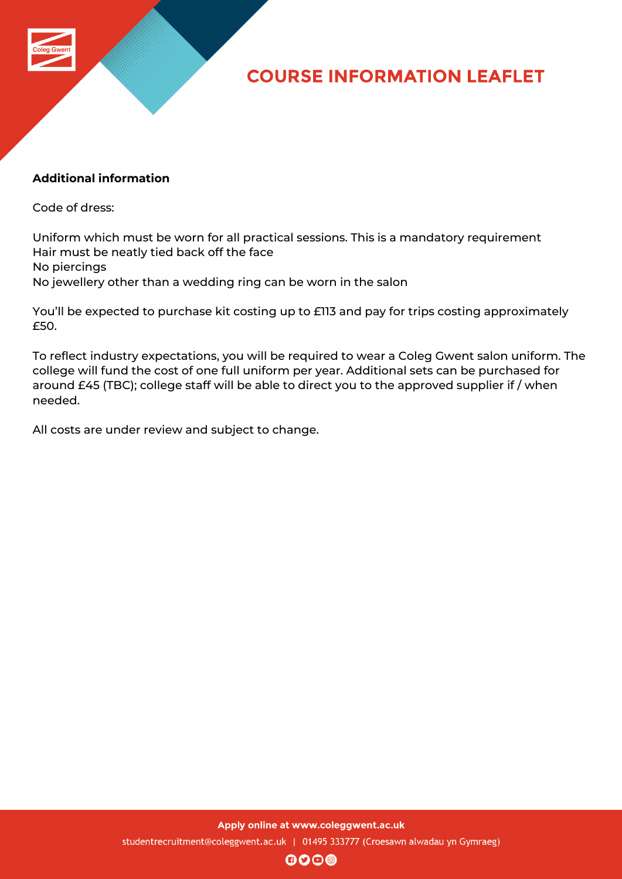# COURSE INFORMATION LEAFLET

**Additional information**

Code of dress:

Uniform which must be worn for all practical sessions. This is a mandatory requirement
Hair must be neatly tied back off the face
No piercings
No jewellery other than a wedding ring can be worn in the salon

You'll be expected to purchase kit costing up to £113 and pay for trips costing approximately £50.

To reflect industry expectations, you will be required to wear a Coleg Gwent salon uniform. The college will fund the cost of one full uniform per year. Additional sets can be purchased for around £45 (TBC); college staff will be able to direct you to the approved supplier if / when needed.

All costs are under review and subject to change.